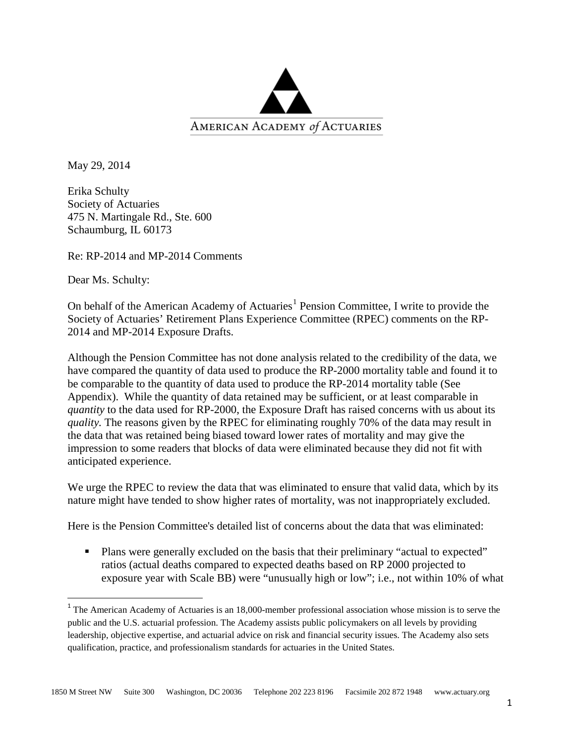AMERICAN ACADEMY *of* ACTUARIES

May 29, 2014

Erika Schulty
Society of Actuaries
475 N. Martingale Rd., Ste. 600
Schaumburg, IL 60173

Re: RP-2014 and MP-2014 Comments

Dear Ms. Schulty:

On behalf of the American Academy of Actuaries[1] Pension Committee, I write to provide the Society of Actuaries' Retirement Plans Experience Committee (RPEC) comments on the RP-2014 and MP-2014 Exposure Drafts.

Although the Pension Committee has not done analysis related to the credibility of the data, we have compared the quantity of data used to produce the RP-2000 mortality table and found it to be comparable to the quantity of data used to produce the RP-2014 mortality table (See Appendix). While the quantity of data retained may be sufficient, or at least comparable in *quantity* to the data used for RP-2000, the Exposure Draft has raised concerns with us about its *quality*. The reasons given by the RPEC for eliminating roughly 70% of the data may result in the data that was retained being biased toward lower rates of mortality and may give the impression to some readers that blocks of data were eliminated because they did not fit with anticipated experience.

We urge the RPEC to review the data that was eliminated to ensure that valid data, which by its nature might have tended to show higher rates of mortality, was not inappropriately excluded.

Here is the Pension Committee's detailed list of concerns about the data that was eliminated:

- Plans were generally excluded on the basis that their preliminary "actual to expected" ratios (actual deaths compared to expected deaths based on RP 2000 projected to exposure year with Scale BB) were "unusually high or low"; i.e., not within 10% of what

[1] The American Academy of Actuaries is an 18,000-member professional association whose mission is to serve the public and the U.S. actuarial profession. The Academy assists public policymakers on all levels by providing leadership, objective expertise, and actuarial advice on risk and financial security issues. The Academy also sets qualification, practice, and professionalism standards for actuaries in the United States.

1850 M Street NW Suite 300 Washington, DC 20036 Telephone 202 223 8196 Facsimile 202 872 1948 www.actuary.org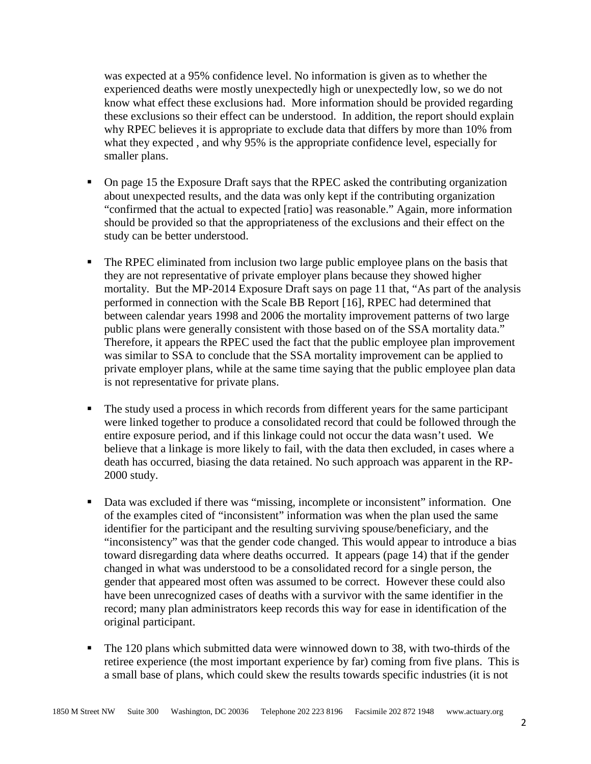was expected at a 95% confidence level. No information is given as to whether the experienced deaths were mostly unexpectedly high or unexpectedly low, so we do not know what effect these exclusions had. More information should be provided regarding these exclusions so their effect can be understood. In addition, the report should explain why RPEC believes it is appropriate to exclude data that differs by more than 10% from what they expected , and why 95% is the appropriate confidence level, especially for smaller plans.

- On page 15 the Exposure Draft says that the RPEC asked the contributing organization about unexpected results, and the data was only kept if the contributing organization "confirmed that the actual to expected [ratio] was reasonable." Again, more information should be provided so that the appropriateness of the exclusions and their effect on the study can be better understood.

- The RPEC eliminated from inclusion two large public employee plans on the basis that they are not representative of private employer plans because they showed higher mortality. But the MP-2014 Exposure Draft says on page 11 that, "As part of the analysis performed in connection with the Scale BB Report [16], RPEC had determined that between calendar years 1998 and 2006 the mortality improvement patterns of two large public plans were generally consistent with those based on of the SSA mortality data." Therefore, it appears the RPEC used the fact that the public employee plan improvement was similar to SSA to conclude that the SSA mortality improvement can be applied to private employer plans, while at the same time saying that the public employee plan data is not representative for private plans.

- The study used a process in which records from different years for the same participant were linked together to produce a consolidated record that could be followed through the entire exposure period, and if this linkage could not occur the data wasn't used. We believe that a linkage is more likely to fail, with the data then excluded, in cases where a death has occurred, biasing the data retained. No such approach was apparent in the RP-2000 study.

- Data was excluded if there was "missing, incomplete or inconsistent" information. One of the examples cited of "inconsistent" information was when the plan used the same identifier for the participant and the resulting surviving spouse/beneficiary, and the "inconsistency" was that the gender code changed. This would appear to introduce a bias toward disregarding data where deaths occurred. It appears (page 14) that if the gender changed in what was understood to be a consolidated record for a single person, the gender that appeared most often was assumed to be correct. However these could also have been unrecognized cases of deaths with a survivor with the same identifier in the record; many plan administrators keep records this way for ease in identification of the original participant.

- The 120 plans which submitted data were winnowed down to 38, with two-thirds of the retiree experience (the most important experience by far) coming from five plans. This is a small base of plans, which could skew the results towards specific industries (it is not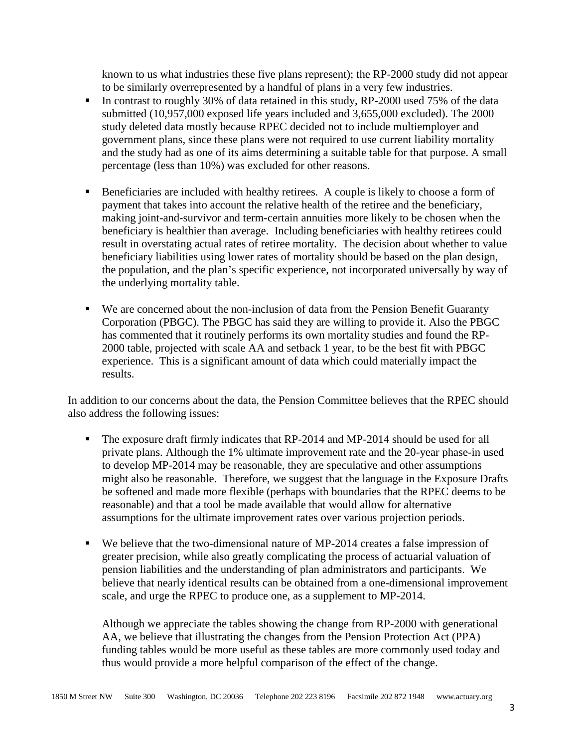known to us what industries these five plans represent); the RP-2000 study did not appear to be similarly overrepresented by a handful of plans in a very few industries.

- In contrast to roughly 30% of data retained in this study, RP-2000 used 75% of the data submitted (10,957,000 exposed life years included and 3,655,000 excluded). The 2000 study deleted data mostly because RPEC decided not to include multiemployer and government plans, since these plans were not required to use current liability mortality and the study had as one of its aims determining a suitable table for that purpose. A small percentage (less than 10%) was excluded for other reasons.

- Beneficiaries are included with healthy retirees. A couple is likely to choose a form of payment that takes into account the relative health of the retiree and the beneficiary, making joint-and-survivor and term-certain annuities more likely to be chosen when the beneficiary is healthier than average. Including beneficiaries with healthy retirees could result in overstating actual rates of retiree mortality. The decision about whether to value beneficiary liabilities using lower rates of mortality should be based on the plan design, the population, and the plan's specific experience, not incorporated universally by way of the underlying mortality table.

- We are concerned about the non-inclusion of data from the Pension Benefit Guaranty Corporation (PBGC). The PBGC has said they are willing to provide it. Also the PBGC has commented that it routinely performs its own mortality studies and found the RP-2000 table, projected with scale AA and setback 1 year, to be the best fit with PBGC experience. This is a significant amount of data which could materially impact the results.

In addition to our concerns about the data, the Pension Committee believes that the RPEC should also address the following issues:

- The exposure draft firmly indicates that RP-2014 and MP-2014 should be used for all private plans. Although the 1% ultimate improvement rate and the 20-year phase-in used to develop MP-2014 may be reasonable, they are speculative and other assumptions might also be reasonable. Therefore, we suggest that the language in the Exposure Drafts be softened and made more flexible (perhaps with boundaries that the RPEC deems to be reasonable) and that a tool be made available that would allow for alternative assumptions for the ultimate improvement rates over various projection periods.

- We believe that the two-dimensional nature of MP-2014 creates a false impression of greater precision, while also greatly complicating the process of actuarial valuation of pension liabilities and the understanding of plan administrators and participants. We believe that nearly identical results can be obtained from a one-dimensional improvement scale, and urge the RPEC to produce one, as a supplement to MP-2014.

  Although we appreciate the tables showing the change from RP-2000 with generational AA, we believe that illustrating the changes from the Pension Protection Act (PPA) funding tables would be more useful as these tables are more commonly used today and thus would provide a more helpful comparison of the effect of the change.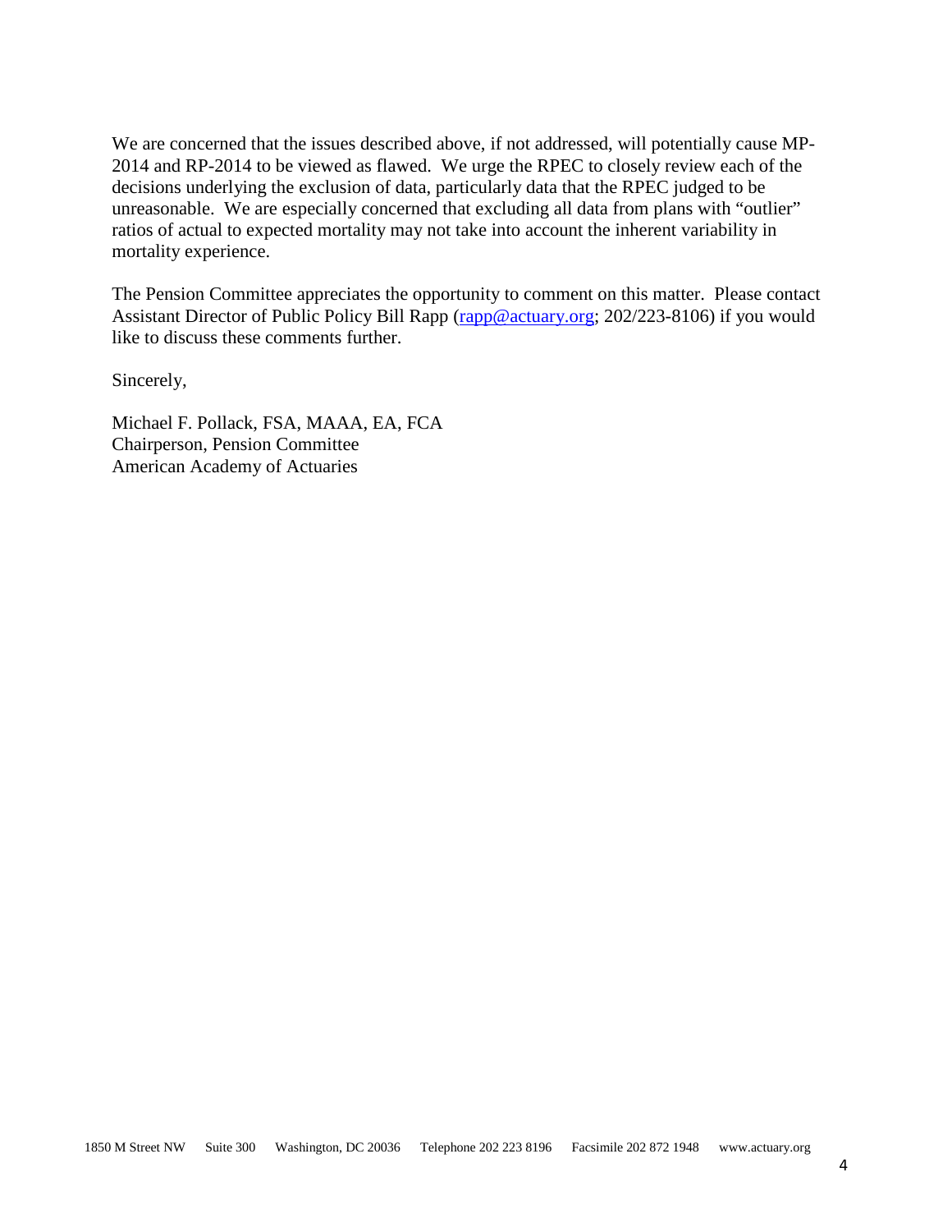We are concerned that the issues described above, if not addressed, will potentially cause MP-2014 and RP-2014 to be viewed as flawed. We urge the RPEC to closely review each of the decisions underlying the exclusion of data, particularly data that the RPEC judged to be unreasonable. We are especially concerned that excluding all data from plans with "outlier" ratios of actual to expected mortality may not take into account the inherent variability in mortality experience.

The Pension Committee appreciates the opportunity to comment on this matter. Please contact Assistant Director of Public Policy Bill Rapp (rapp@actuary.org; 202/223-8106) if you would like to discuss these comments further.

Sincerely,

Michael F. Pollack, FSA, MAAA, EA, FCA
Chairperson, Pension Committee
American Academy of Actuaries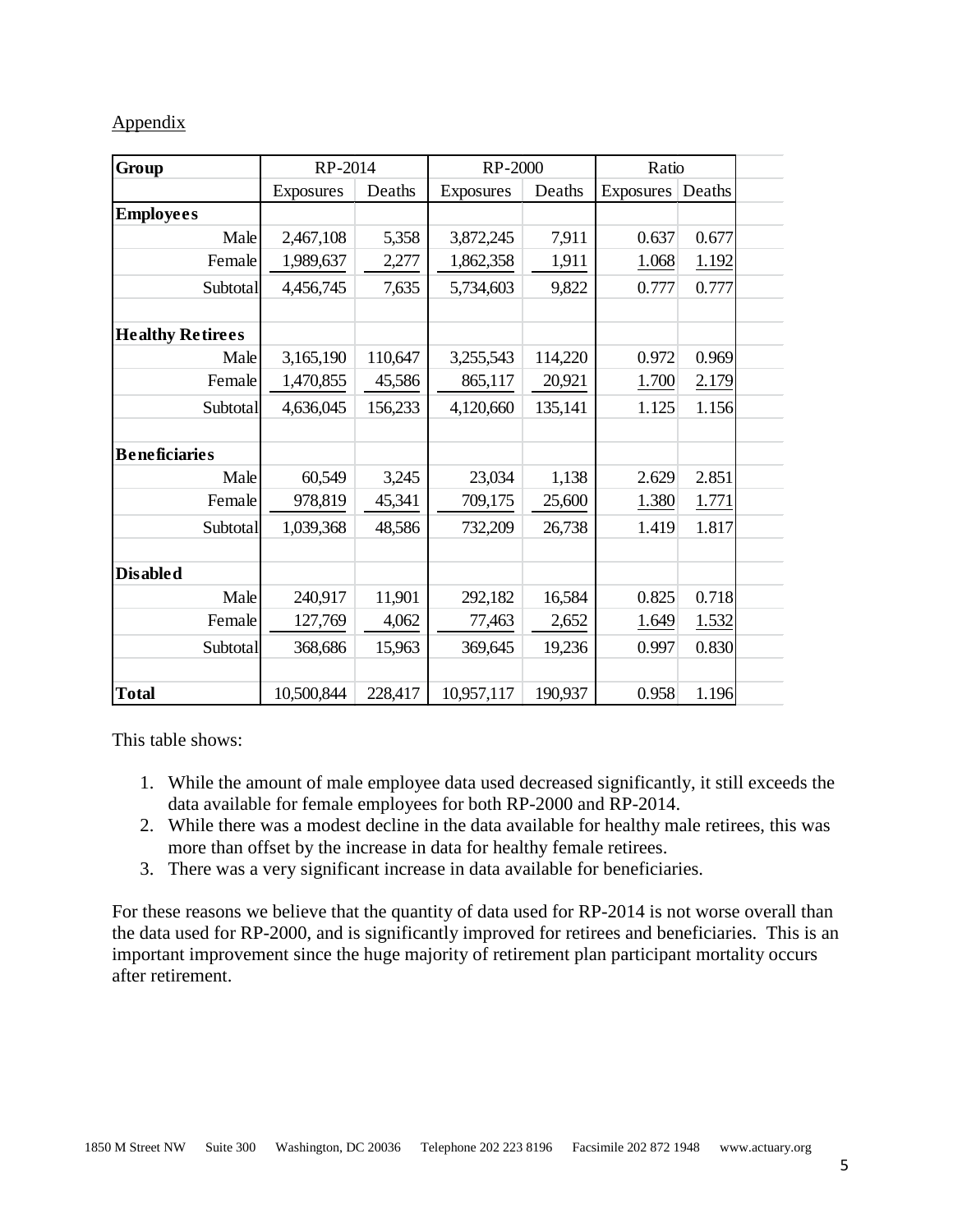Appendix

| Group | RP-2014 | | RP-2000 | | Ratio | |
|---|---|---|---|---|---|---|
| | Exposures | Deaths | Exposures | Deaths | Exposures | Deaths |
| **Employees** | | | | | | |
| Male | 2,467,108 | 5,358 | 3,872,245 | 7,911 | 0.637 | 0.677 |
| Female | 1,989,637 | 2,277 | 1,862,358 | 1,911 | 1.068 | 1.192 |
| Subtotal | 4,456,745 | 7,635 | 5,734,603 | 9,822 | 0.777 | 0.777 |
| | | | | | | |
| **Healthy Retirees** | | | | | | |
| Male | 3,165,190 | 110,647 | 3,255,543 | 114,220 | 0.972 | 0.969 |
| Female | 1,470,855 | 45,586 | 865,117 | 20,921 | 1.700 | 2.179 |
| Subtotal | 4,636,045 | 156,233 | 4,120,660 | 135,141 | 1.125 | 1.156 |
| | | | | | | |
| **Beneficiaries** | | | | | | |
| Male | 60,549 | 3,245 | 23,034 | 1,138 | 2.629 | 2.851 |
| Female | 978,819 | 45,341 | 709,175 | 25,600 | 1.380 | 1.771 |
| Subtotal | 1,039,368 | 48,586 | 732,209 | 26,738 | 1.419 | 1.817 |
| | | | | | | |
| **Disabled** | | | | | | |
| Male | 240,917 | 11,901 | 292,182 | 16,584 | 0.825 | 0.718 |
| Female | 127,769 | 4,062 | 77,463 | 2,652 | 1.649 | 1.532 |
| Subtotal | 368,686 | 15,963 | 369,645 | 19,236 | 0.997 | 0.830 |
| | | | | | | |
| **Total** | 10,500,844 | 228,417 | 10,957,117 | 190,937 | 0.958 | 1.196 |

This table shows:

1. While the amount of male employee data used decreased significantly, it still exceeds the data available for female employees for both RP-2000 and RP-2014.
2. While there was a modest decline in the data available for healthy male retirees, this was more than offset by the increase in data for healthy female retirees.
3. There was a very significant increase in data available for beneficiaries.

For these reasons we believe that the quantity of data used for RP-2014 is not worse overall than the data used for RP-2000, and is significantly improved for retirees and beneficiaries. This is an important improvement since the huge majority of retirement plan participant mortality occurs after retirement.